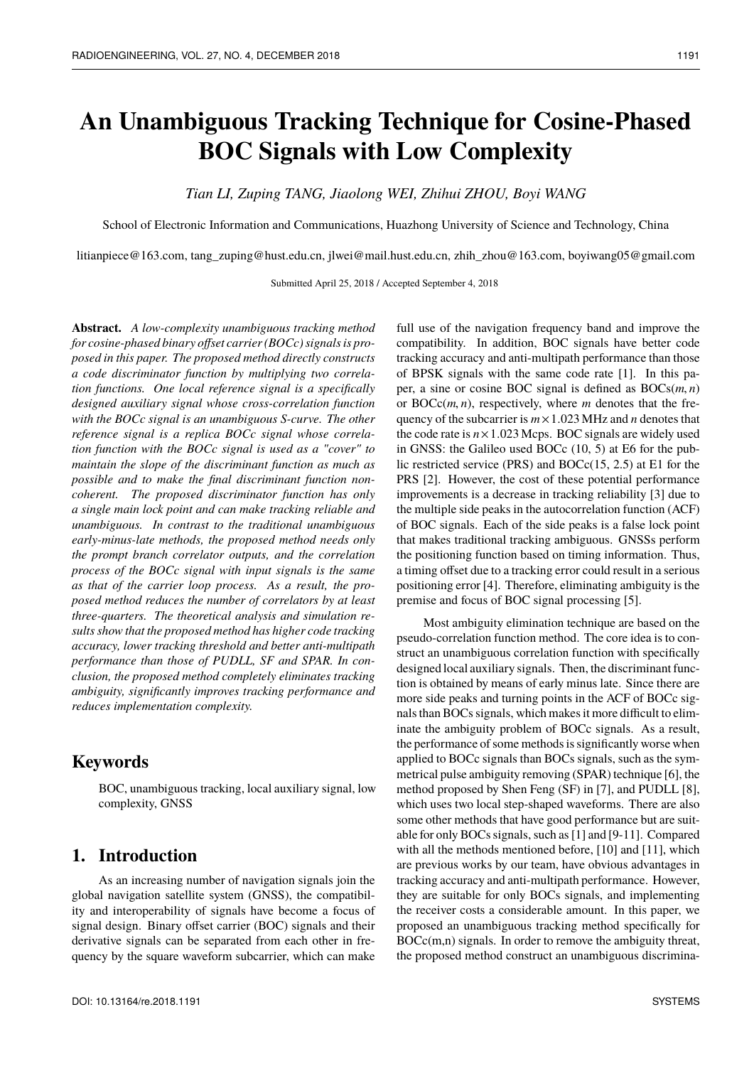# An Unambiguous Tracking Technique for Cosine-Phased BOC Signals with Low Complexity

*Tian LI, Zuping TANG, Jiaolong WEI, Zhihui ZHOU, Boyi WANG*

School of Electronic Information and Communications, Huazhong University of Science and Technology, China

litianpiece@163.com, tang_zuping@hust.edu.cn, jlwei@mail.hust.edu.cn, zhih_zhou@163.com, boyiwang05@gmail.com

Submitted April 25, 2018 / Accepted September 4, 2018

**Abstract.** *A low-complexity unambiguous tracking method for cosine-phased binary offset carrier (BOCc) signals is proposed in this paper. The proposed method directly constructs a code discriminator function by multiplying two correlation functions. One local reference signal is a specifically designed auxiliary signal whose cross-correlation function with the BOCc signal is an unambiguous S-curve. The other reference signal is a replica BOCc signal whose correlation function with the BOCc signal is used as a "cover" to maintain the slope of the discriminant function as much as possible and to make the final discriminant function noncoherent. The proposed discriminator function has only a single main lock point and can make tracking reliable and unambiguous. In contrast to the traditional unambiguous early-minus-late methods, the proposed method needs only the prompt branch correlator outputs, and the correlation process of the BOCc signal with input signals is the same as that of the carrier loop process. As a result, the proposed method reduces the number of correlators by at least three-quarters. The theoretical analysis and simulation results show that the proposed method has higher code tracking accuracy, lower tracking threshold and better anti-multipath performance than those of PUDLL, SF and SPAR. In conclusion, the proposed method completely eliminates tracking ambiguity, significantly improves tracking performance and reduces implementation complexity.*

## Keywords

BOC, unambiguous tracking, local auxiliary signal, low complexity, GNSS

## 1. Introduction

As an increasing number of navigation signals join the global navigation satellite system (GNSS), the compatibility and interoperability of signals have become a focus of signal design. Binary offset carrier (BOC) signals and their derivative signals can be separated from each other in frequency by the square waveform subcarrier, which can make full use of the navigation frequency band and improve the compatibility. In addition, BOC signals have better code tracking accuracy and anti-multipath performance than those of BPSK signals with the same code rate [1]. In this paper, a sine or cosine BOC signal is defined as BOCs$(m, n)$ or BOCc$(m, n)$, respectively, where $m$ denotes that the frequency of the subcarrier is $m \times 1.023$ MHz and $n$ denotes that the code rate is $n \times 1.023$ Mcps. BOC signals are widely used in GNSS: the Galileo used BOCc (10, 5) at E6 for the public restricted service (PRS) and BOCc(15, 2.5) at E1 for the PRS [2]. However, the cost of these potential performance improvements is a decrease in tracking reliability [3] due to the multiple side peaks in the autocorrelation function (ACF) of BOC signals. Each of the side peaks is a false lock point that makes traditional tracking ambiguous. GNSSs perform the positioning function based on timing information. Thus, a timing offset due to a tracking error could result in a serious positioning error [4]. Therefore, eliminating ambiguity is the premise and focus of BOC signal processing [5].

Most ambiguity elimination technique are based on the pseudo-correlation function method. The core idea is to construct an unambiguous correlation function with specifically designed local auxiliary signals. Then, the discriminant function is obtained by means of early minus late. Since there are more side peaks and turning points in the ACF of BOCc signals than BOCs signals, which makes it more difficult to eliminate the ambiguity problem of BOCc signals. As a result, the performance of some methods is significantly worse when applied to BOCc signals than BOCs signals, such as the symmetrical pulse ambiguity removing (SPAR) technique [6], the method proposed by Shen Feng (SF) in [7], and PUDLL [8], which uses two local step-shaped waveforms. There are also some other methods that have good performance but are suitable for only BOCs signals, such as [1] and [9-11]. Compared with all the methods mentioned before, [10] and [11], which are previous works by our team, have obvious advantages in tracking accuracy and anti-multipath performance. However, they are suitable for only BOCs signals, and implementing the receiver costs a considerable amount. In this paper, we proposed an unambiguous tracking method specifically for BOCc(m,n) signals. In order to remove the ambiguity threat, the proposed method construct an unambiguous discrimina-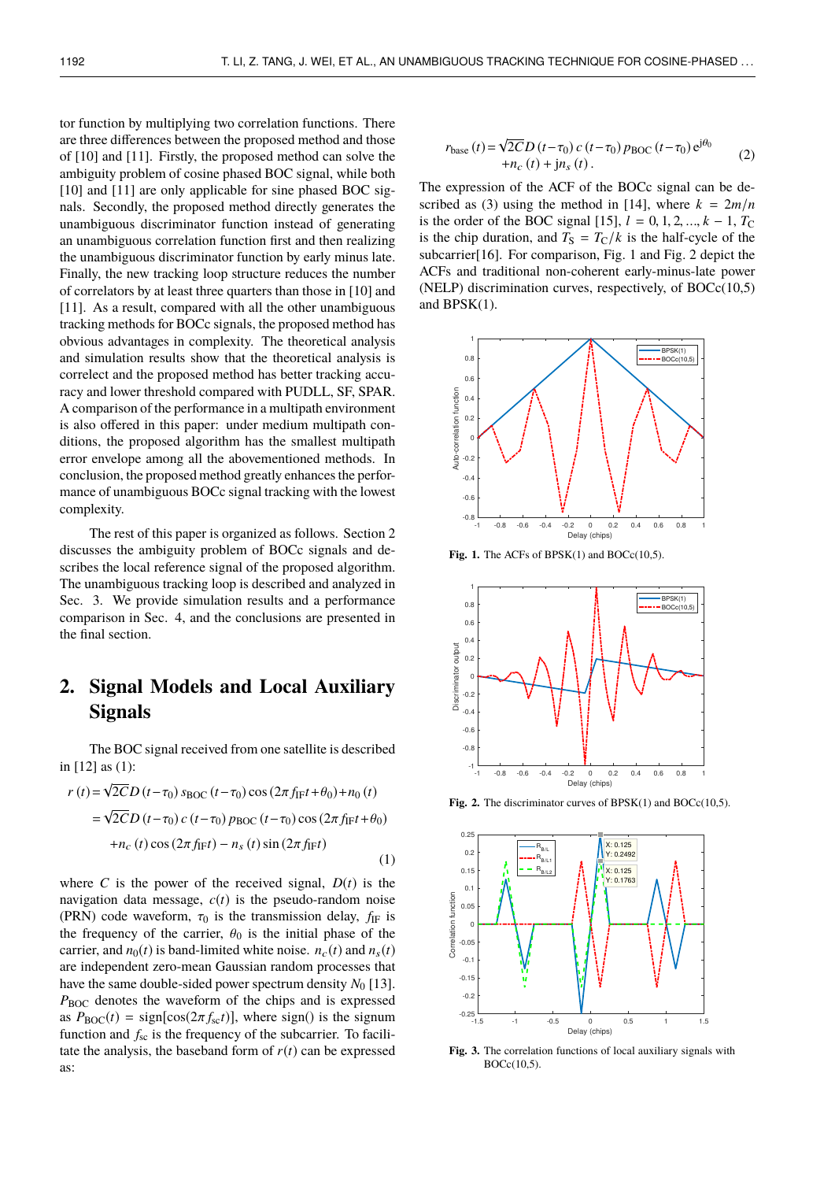tor function by multiplying two correlation functions. There are three differences between the proposed method and those of [10] and [11]. Firstly, the proposed method can solve the ambiguity problem of cosine phased BOC signal, while both [10] and [11] are only applicable for sine phased BOC signals. Secondly, the proposed method directly generates the unambiguous discriminator function instead of generating an unambiguous correlation function first and then realizing the unambiguous discriminator function by early minus late. Finally, the new tracking loop structure reduces the number of correlators by at least three quarters than those in [10] and [11]. As a result, compared with all the other unambiguous tracking methods for BOCc signals, the proposed method has obvious advantages in complexity. The theoretical analysis and simulation results show that the theoretical analysis is correlect and the proposed method has better tracking accuracy and lower threshold compared with PUDLL, SF, SPAR. A comparison of the performance in a multipath environment is also offered in this paper: under medium multipath conditions, the proposed algorithm has the smallest multipath error envelope among all the abovementioned methods. In conclusion, the proposed method greatly enhances the performance of unambiguous BOCc signal tracking with the lowest complexity.

The rest of this paper is organized as follows. Section 2 discusses the ambiguity problem of BOCc signals and describes the local reference signal of the proposed algorithm. The unambiguous tracking loop is described and analyzed in Sec. 3. We provide simulation results and a performance comparison in Sec. 4, and the conclusions are presented in the final section.

## 2. Signal Models and Local Auxiliary Signals

The BOC signal received from one satellite is described in [12] as (1):

$$
\begin{aligned}
r(t) &= \sqrt{2C}D(t-\tau_0)\, s_{\mathrm{BOC}}(t-\tau_0)\cos(2\pi f_{\mathrm{IF}}t+\theta_0)+n_0(t) \\
&= \sqrt{2C}D(t-\tau_0)\, c(t-\tau_0)\, p_{\mathrm{BOC}}(t-\tau_0)\cos(2\pi f_{\mathrm{IF}}t+\theta_0) \\
&\quad + n_c(t)\cos(2\pi f_{\mathrm{IF}}t) - n_s(t)\sin(2\pi f_{\mathrm{IF}}t)
\end{aligned} \tag{1}
$$

where $C$ is the power of the received signal, $D(t)$ is the navigation data message, $c(t)$ is the pseudo-random noise (PRN) code waveform, $\tau_0$ is the transmission delay, $f_{\mathrm{IF}}$ is the frequency of the carrier, $\theta_0$ is the initial phase of the carrier, and $n_0(t)$ is band-limited white noise. $n_c(t)$ and $n_s(t)$ are independent zero-mean Gaussian random processes that have the same double-sided power spectrum density $N_0$ [13]. $P_{\mathrm{BOC}}$ denotes the waveform of the chips and is expressed as $P_{\mathrm{BOC}}(t) = \mathrm{sign}[\cos(2\pi f_{\mathrm{sc}}t)]$, where sign() is the signum function and $f_{\mathrm{sc}}$ is the frequency of the subcarrier. To facilitate the analysis, the baseband form of $r(t)$ can be expressed as:

$$
\begin{aligned}
r_{\mathrm{base}}(t) = \sqrt{2C}D(t-\tau_0)\, c(t-\tau_0)\, p_{\mathrm{BOC}}(t-\tau_0)\, e^{\mathrm{j}\theta_0} \\
+ n_c(t) + \mathrm{j}n_s(t)\,.
\end{aligned} \tag{2}
$$

The expression of the ACF of the BOCc signal can be described as (3) using the method in [14], where $k = 2m/n$ is the order of the BOC signal [15], $l = 0, 1, 2, ..., k-1$, $T_{\mathrm{C}}$ is the chip duration, and $T_{\mathrm{S}} = T_{\mathrm{C}}/k$ is the half-cycle of the subcarrier[16]. For comparison, Fig. 1 and Fig. 2 depict the ACFs and traditional non-coherent early-minus-late power (NELP) discrimination curves, respectively, of BOCc(10,5) and BPSK(1).

**Fig. 1.** The ACFs of BPSK(1) and BOCc(10,5).

**Fig. 2.** The discriminator curves of BPSK(1) and BOCc(10,5).

**Fig. 3.** The correlation functions of local auxiliary signals with BOCc(10,5).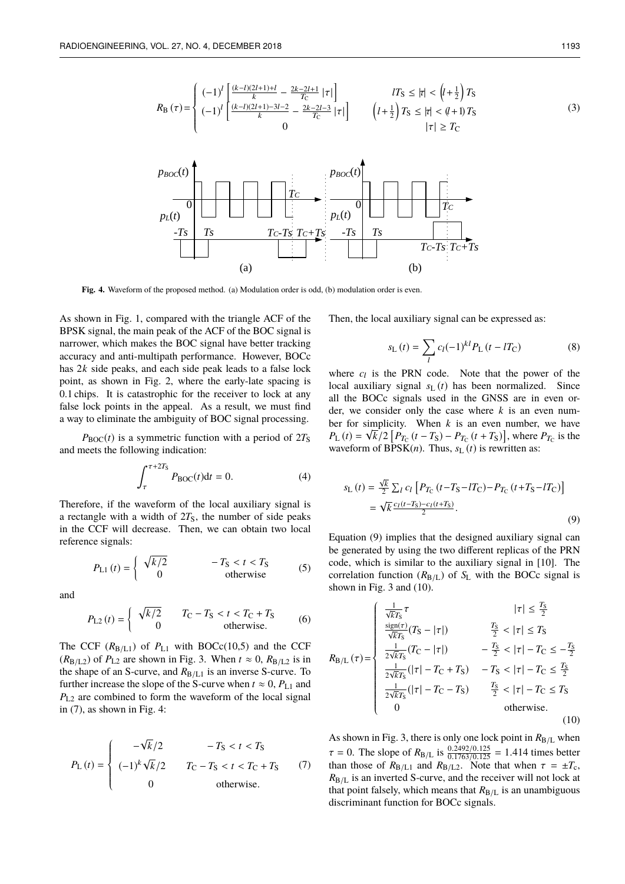$$R_{\mathrm{B}}(\tau)=\begin{cases}(-1)^l\left[\frac{(k-l)(2l+1)+l}{k}-\frac{2k-2l+1}{T_{\mathrm{C}}}|\tau|\right] & lT_{\mathrm{S}}\le|\tau|<\left(l+\frac{1}{2}\right)T_{\mathrm{S}}\\(-1)^l\left[\frac{(k-l)(2l+1)-3l-2}{k}-\frac{2k-2l-3}{T_{\mathrm{C}}}|\tau|\right] & \left(l+\frac{1}{2}\right)T_{\mathrm{S}}\le|\tau|<(l+1)T_{\mathrm{S}}\\0 & |\tau|\ge T_{\mathrm{C}}\end{cases}\tag{3}$$

**Fig. 4.** Waveform of the proposed method. (a) Modulation order is odd, (b) modulation order is even.

As shown in Fig. 1, compared with the triangle ACF of the BPSK signal, the main peak of the ACF of the BOC signal is narrower, which makes the BOC signal have better tracking accuracy and anti-multipath performance. However, BOCc has $2k$ side peaks, and each side peak leads to a false lock point, as shown in Fig. 2, where the early-late spacing is 0.1 chips. It is catastrophic for the receiver to lock at any false lock points in the appeal. As a result, we must find a way to eliminate the ambiguity of BOC signal processing.

$P_{\mathrm{BOC}}(t)$ is a symmetric function with a period of $2T_{\mathrm{S}}$ and meets the following indication:

$$\int_{\tau}^{\tau+2T_{\mathrm{S}}}P_{\mathrm{BOC}}(t)\mathrm{d}t=0.\tag{4}$$

Therefore, if the waveform of the local auxiliary signal is a rectangle with a width of $2T_{\mathrm{S}}$, the number of side peaks in the CCF will decrease. Then, we can obtain two local reference signals:

$$P_{\mathrm{L1}}(t)=\begin{cases}\sqrt{k/2} & -T_{\mathrm{S}}<t<T_{\mathrm{S}}\\0 & \text{otherwise}\end{cases}\tag{5}$$

and

$$P_{\mathrm{L2}}(t)=\begin{cases}\sqrt{k/2} & T_{\mathrm{C}}-T_{\mathrm{S}}<t<T_{\mathrm{C}}+T_{\mathrm{S}}\\0 & \text{otherwise.}\end{cases}\tag{6}$$

The CCF ($R_{\mathrm{B/L1}}$) of $P_{\mathrm{L1}}$ with BOCc(10,5) and the CCF ($R_{\mathrm{B/L2}}$) of $P_{\mathrm{L2}}$ are shown in Fig. 3. When $t\approx 0$, $R_{\mathrm{B/L2}}$ is in the shape of an S-curve, and $R_{\mathrm{B/L1}}$ is an inverse S-curve. To further increase the slope of the S-curve when $t\approx 0$, $P_{\mathrm{L1}}$ and $P_{\mathrm{L2}}$ are combined to form the waveform of the local signal in (7), as shown in Fig. 4:

$$P_{\mathrm{L}}(t)=\begin{cases}-\sqrt{k}/2 & -T_{\mathrm{S}}<t<T_{\mathrm{S}}\\(-1)^k\sqrt{k}/2 & T_{\mathrm{C}}-T_{\mathrm{S}}<t<T_{\mathrm{C}}+T_{\mathrm{S}}\\0 & \text{otherwise.}\end{cases}\tag{7}$$

Then, the local auxiliary signal can be expressed as:

$$s_{\mathrm{L}}(t)=\sum_l c_l(-1)^{kl}P_{\mathrm{L}}(t-lT_{\mathrm{C}})\tag{8}$$

where $c_l$ is the PRN code. Note that the power of the local auxiliary signal $s_{\mathrm{L}}(t)$ has been normalized. Since all the BOCc signals used in the GNSS are in even order, we consider only the case where $k$ is an even number for simplicity. When $k$ is an even number, we have $P_{\mathrm{L}}(t)=\sqrt{k}/2\left[P_{T_{\mathrm{C}}}(t-T_{\mathrm{S}})-P_{T_{\mathrm{C}}}(t+T_{\mathrm{S}})\right]$, where $P_{T_{\mathrm{C}}}$ is the waveform of BPSK($n$). Thus, $s_{\mathrm{L}}(t)$ is rewritten as:

$$\begin{aligned}s_{\mathrm{L}}(t)&=\tfrac{\sqrt{k}}{2}\textstyle\sum_l c_l\left[P_{T_{\mathrm{C}}}(t-T_{\mathrm{S}}-lT_{\mathrm{C}})-P_{T_{\mathrm{C}}}(t+T_{\mathrm{S}}-lT_{\mathrm{C}})\right]\\&=\sqrt{k}\,\tfrac{c_l(t-T_{\mathrm{S}})-c_l(t+T_{\mathrm{S}})}{2}.\end{aligned}\tag{9}$$

Equation (9) implies that the designed auxiliary signal can be generated by using the two different replicas of the PRN code, which is similar to the auxiliary signal in [10]. The correlation function ($R_{\mathrm{B/L}}$) of $S_{\mathrm{L}}$ with the BOCc signal is shown in Fig. 3 and (10).

$$R_{\mathrm{B/L}}(\tau)=\begin{cases}\frac{1}{\sqrt{k}T_{\mathrm{S}}}\tau & |\tau|\le\frac{T_{\mathrm{S}}}{2}\\\frac{\mathrm{sign}(\tau)}{\sqrt{k}T_{\mathrm{S}}}(T_{\mathrm{S}}-|\tau|) & \frac{T_{\mathrm{S}}}{2}<|\tau|\le T_{\mathrm{S}}\\\frac{1}{2\sqrt{k}T_{\mathrm{S}}}(T_{\mathrm{C}}-|\tau|) & -\frac{T_{\mathrm{S}}}{2}<|\tau|-T_{\mathrm{C}}\le-\frac{T_{\mathrm{S}}}{2}\\\frac{1}{2\sqrt{k}T_{\mathrm{S}}}(|\tau|-T_{\mathrm{C}}+T_{\mathrm{S}}) & -T_{\mathrm{S}}<|\tau|-T_{\mathrm{C}}\le\frac{T_{\mathrm{S}}}{2}\\\frac{1}{2\sqrt{k}T_{\mathrm{S}}}(|\tau|-T_{\mathrm{C}}-T_{\mathrm{S}}) & \frac{T_{\mathrm{S}}}{2}<|\tau|-T_{\mathrm{C}}\le T_{\mathrm{S}}\\0 & \text{otherwise.}\end{cases}\tag{10}$$

As shown in Fig. 3, there is only one lock point in $R_{\mathrm{B/L}}$ when $\tau=0$. The slope of $R_{\mathrm{B/L}}$ is $\frac{0.2492/0.125}{0.1763/0.125}=1.414$ times better than those of $R_{\mathrm{B/L1}}$ and $R_{\mathrm{B/L2}}$. Note that when $\tau=\pm T_{\mathrm{c}}$, $R_{\mathrm{B/L}}$ is an inverted S-curve, and the receiver will not lock at that point falsely, which means that $R_{\mathrm{B/L}}$ is an unambiguous discriminant function for BOCc signals.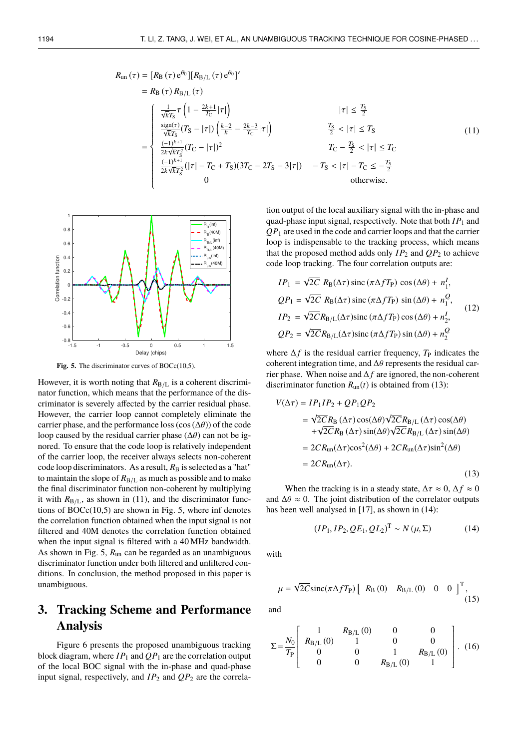$$
\begin{aligned}
R_{\mathrm{un}}(\tau) &= [R_{\mathrm{B}}(\tau)\,\mathrm{e}^{\theta_0}][R_{\mathrm{B/L}}(\tau)\,\mathrm{e}^{\theta_0}]' \\
&= R_{\mathrm{B}}(\tau)\,R_{\mathrm{B/L}}(\tau) \\
&= \begin{cases}
\frac{1}{\sqrt{k}T_{\mathrm{S}}}\tau\left(1-\frac{2k+1}{T_{\mathrm{C}}}|\tau|\right) & |\tau| \le \frac{T_{\mathrm{S}}}{2} \\
\frac{\mathrm{sign}(\tau)}{\sqrt{k}T_{\mathrm{S}}}(T_{\mathrm{S}}-|\tau|)\left(\frac{k-2}{k}-\frac{2k-3}{T_{\mathrm{C}}}|\tau|\right) & \frac{T_{\mathrm{S}}}{2} < |\tau| \le T_{\mathrm{S}} \\
\frac{(-1)^{k+1}}{2k\sqrt{k}T_{\mathrm{S}}^2}(T_{\mathrm{C}}-|\tau|)^2 & T_{\mathrm{C}}-\frac{T_{\mathrm{S}}}{2} < |\tau| \le T_{\mathrm{C}} \\
\frac{(-1)^{k+1}}{2k\sqrt{k}T_{\mathrm{S}}^2}(|\tau|-T_{\mathrm{C}}+T_{\mathrm{S}})(3T_{\mathrm{C}}-2T_{\mathrm{S}}-3|\tau|) & -T_{\mathrm{S}} < |\tau|-T_{\mathrm{C}} \le -\frac{T_{\mathrm{S}}}{2} \\
0 & \text{otherwise.}
\end{cases}
\end{aligned}
\tag{11}
$$

**Fig. 5.** The discriminator curves of BOCc(10,5).

However, it is worth noting that $R_{\mathrm{B/L}}$ is a coherent discriminator function, which means that the performance of the discriminator is severely affected by the carrier residual phase. However, the carrier loop cannot completely eliminate the carrier phase, and the performance loss ($\cos(\Delta\theta)$) of the code loop caused by the residual carrier phase ($\Delta\theta$) can not be ignored. To ensure that the code loop is relatively independent of the carrier loop, the receiver always selects non-coherent code loop discriminators. As a result, $R_{\mathrm{B}}$ is selected as a "hat" to maintain the slope of $R_{\mathrm{B/L}}$ as much as possible and to make the final discriminator function non-coherent by multiplying it with $R_{\mathrm{B/L}}$, as shown in (11), and the discriminator functions of BOCc(10,5) are shown in Fig. 5, where inf denotes the correlation function obtained when the input signal is not filtered and 40M denotes the correlation function obtained when the input signal is filtered with a 40 MHz bandwidth. As shown in Fig. 5, $R_{\mathrm{un}}$ can be regarded as an unambiguous discriminator function under both filtered and unfiltered conditions. In conclusion, the method proposed in this paper is unambiguous.

## 3. Tracking Scheme and Performance Analysis

Figure 6 presents the proposed unambiguous tracking block diagram, where $IP_1$ and $QP_1$ are the correlation output of the local BOC signal with the in-phase and quad-phase input signal, respectively, and $IP_2$ and $QP_2$ are the correlation output of the local auxiliary signal with the in-phase and quad-phase input signal, respectively. Note that both $IP_1$ and $QP_1$ are used in the code and carrier loops and that the carrier loop is indispensable to the tracking process, which means that the proposed method adds only $IP_2$ and $QP_2$ to achieve code loop tracking. The four correlation outputs are:

$$
\begin{aligned}
IP_1 &= \sqrt{2C}\;R_{\mathrm{B}}(\Delta\tau)\,\mathrm{sinc}\,(\pi\Delta f T_{\mathrm{P}})\,\cos(\Delta\theta) + n_1^I, \\
QP_1 &= \sqrt{2C}\;R_{\mathrm{B}}(\Delta\tau)\,\mathrm{sinc}\,(\pi\Delta f T_{\mathrm{P}})\,\sin(\Delta\theta) + n_1^Q, \\
IP_2 &= \sqrt{2C}R_{\mathrm{B/L}}(\Delta\tau)\mathrm{sinc}\,(\pi\Delta f T_{\mathrm{P}})\cos(\Delta\theta) + n_2^I, \\
QP_2 &= \sqrt{2C}R_{\mathrm{B/L}}(\Delta\tau)\mathrm{sinc}\,(\pi\Delta f T_{\mathrm{P}})\sin(\Delta\theta) + n_2^Q
\end{aligned}
\tag{12}
$$

where $\Delta f$ is the residual carrier frequency, $T_{\mathrm{P}}$ indicates the coherent integration time, and $\Delta\theta$ represents the residual carrier phase. When noise and $\Delta f$ are ignored, the non-coherent discriminator function $R_{\mathrm{un}}(t)$ is obtained from (13):

$$
\begin{aligned}
V(\Delta\tau) &= IP_1 IP_2 + QP_1 QP_2 \\
&= \sqrt{2C}R_{\mathrm{B}}(\Delta\tau)\cos(\Delta\theta)\sqrt{2C}R_{\mathrm{B/L}}(\Delta\tau)\cos(\Delta\theta) \\
&\quad + \sqrt{2C}R_{\mathrm{B}}(\Delta\tau)\sin(\Delta\theta)\sqrt{2C}R_{\mathrm{B/L}}(\Delta\tau)\sin(\Delta\theta) \\
&= 2CR_{\mathrm{un}}(\Delta\tau)\cos^2(\Delta\theta) + 2CR_{\mathrm{un}}(\Delta\tau)\sin^2(\Delta\theta) \\
&= 2CR_{\mathrm{un}}(\Delta\tau).
\end{aligned}
\tag{13}
$$

When the tracking is in a steady state, $\Delta\tau \approx 0$, $\Delta f \approx 0$ and $\Delta\theta \approx 0$. The joint distribution of the correlator outputs has been well analysed in [17], as shown in (14):

$$
(IP_1, IP_2, QE_1, QL_2)^{\mathrm{T}} \sim N(\mu, \Sigma)
\tag{14}
$$

with

$$
\mu = \sqrt{2C}\mathrm{sinc}(\pi\Delta f T_{\mathrm{P}})\begin{bmatrix} R_{\mathrm{B}}(0) & R_{\mathrm{B/L}}(0) & 0 & 0 \end{bmatrix}^{\mathrm{T}},
\tag{15}
$$

and

$$
\Sigma = \frac{N_0}{T_{\mathrm{P}}}\begin{bmatrix} 1 & R_{\mathrm{B/L}}(0) & 0 & 0 \\ R_{\mathrm{B/L}}(0) & 1 & 0 & 0 \\ 0 & 0 & 1 & R_{\mathrm{B/L}}(0) \\ 0 & 0 & R_{\mathrm{B/L}}(0) & 1 \end{bmatrix}.
\tag{16}
$$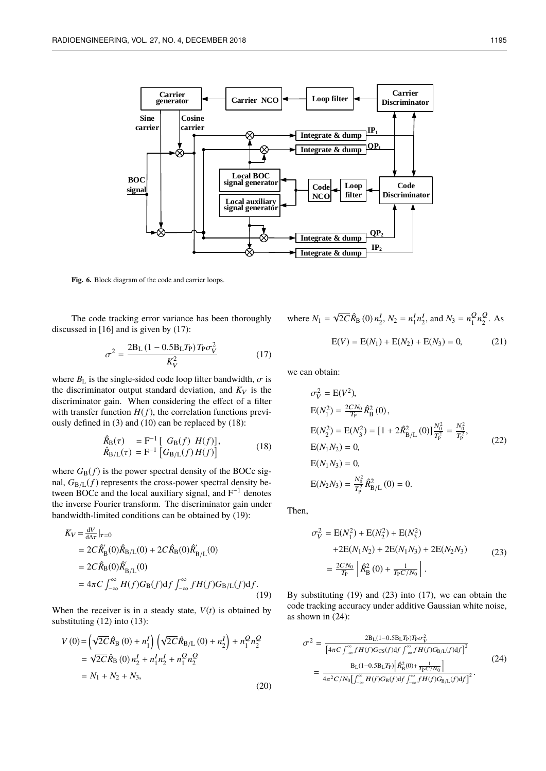**Fig. 6.** Block diagram of the code and carrier loops.

The code tracking error variance has been thoroughly discussed in [16] and is given by (17):

$$\sigma^2 = \frac{2\mathrm{B_L}\left(1 - 0.5\mathrm{B_L}T_\mathrm{P}\right)T_\mathrm{P}\sigma_V^2}{K_V^2} \tag{17}$$

where $B_\mathrm{L}$ is the single-sided code loop filter bandwidth, $\sigma$ is the discriminator output standard deviation, and $K_V$ is the discriminator gain. When considering the effect of a filter with transfer function $H(f)$, the correlation functions previously defined in (3) and (10) can be replaced by (18):

$$\begin{aligned}\hat{R}_\mathrm{B}(\tau) &= \mathrm{F}^{-1}\left[\ G_\mathrm{B}(f)\ H(f)\right],\\ \hat{R}_\mathrm{B/L}(\tau) &= \mathrm{F}^{-1}\left[G_\mathrm{B/L}(f)\,H(f)\right]\end{aligned} \tag{18}$$

where $G_\mathrm{B}(f)$ is the power spectral density of the BOCc signal, $G_\mathrm{B/L}(f)$ represents the cross-power spectral density between BOCc and the local auxiliary signal, and $\mathrm{F}^{-1}$ denotes the inverse Fourier transform. The discriminator gain under bandwidth-limited conditions can be obtained by (19):

$$\begin{aligned}K_V &= \tfrac{\mathrm{d}V}{\mathrm{d}\Delta\tau}\big|_{\tau=0}\\ &= 2C\hat{R}_\mathrm{B}^{'}(0)\hat{R}_\mathrm{B/L}(0) + 2C\hat{R}_\mathrm{B}(0)\hat{R}_\mathrm{B/L}^{'}(0)\\ &= 2C\hat{R}_\mathrm{B}(0)\hat{R}_\mathrm{B/L}^{'}(0)\\ &= 4\pi C\int_{-\infty}^{\infty}H(f)G_\mathrm{B}(f)\mathrm{d}f\int_{-\infty}^{\infty}fH(f)G_\mathrm{B/L}(f)\mathrm{d}f.\end{aligned} \tag{19}$$

When the receiver is in a steady state, $V(t)$ is obtained by substituting (12) into (13):

$$\begin{aligned}V(0) &= \left(\sqrt{2C}\hat{R}_\mathrm{B}(0) + n_1^I\right)\left(\sqrt{2C}\hat{R}_\mathrm{B/L}(0) + n_2^I\right) + n_1^Q n_2^Q\\ &= \sqrt{2C}\hat{R}_\mathrm{B}(0)\,n_2^I + n_1^I n_2^I + n_1^Q n_2^Q\\ &= N_1 + N_2 + N_3,\end{aligned} \tag{20}$$

where $N_1 = \sqrt{2C}\hat{R}_\mathrm{B}(0)\,n_2^I$, $N_2 = n_1^I n_2^I$, and $N_3 = n_1^Q n_2^Q$. As

$$\mathrm{E}(V) = \mathrm{E}(N_1) + \mathrm{E}(N_2) + \mathrm{E}(N_3) = 0, \tag{21}$$

we can obtain:

$$\begin{aligned}&\sigma_V^2 = \mathrm{E}(V^2),\\ &\mathrm{E}(N_1^2) = \tfrac{2CN_0}{T_\mathrm{P}}\hat{R}_\mathrm{B}^2(0),\\ &\mathrm{E}(N_2^2) = \mathrm{E}(N_3^2) = \left[1 + 2\hat{R}_\mathrm{B/L}^2(0)\right]\tfrac{N_0^2}{T_\mathrm{P}^2} = \tfrac{N_0^2}{T_\mathrm{P}^2},\\ &\mathrm{E}(N_1N_2) = 0,\\ &\mathrm{E}(N_1N_3) = 0,\\ &\mathrm{E}(N_2N_3) = \tfrac{N_0^2}{T_\mathrm{P}^2}\hat{R}_\mathrm{B/L}^2(0) = 0.\end{aligned} \tag{22}$$

Then,

$$\begin{aligned}\sigma_V^2 &= \mathrm{E}(N_1^2) + \mathrm{E}(N_2^2) + \mathrm{E}(N_3^2)\\ &\quad + 2\mathrm{E}(N_1N_2) + 2\mathrm{E}(N_1N_3) + 2\mathrm{E}(N_2N_3)\\ &= \tfrac{2CN_0}{T_\mathrm{P}}\left[\hat{R}_\mathrm{B}^2(0) + \tfrac{1}{T_\mathrm{P}C/N_0}\right].\end{aligned} \tag{23}$$

By substituting (19) and (23) into (17), we can obtain the code tracking accuracy under additive Gaussian white noise, as shown in (24):

$$\begin{aligned}\sigma^2 &= \frac{2\mathrm{B_L}(1-0.5\mathrm{B_L}T_\mathrm{P})T_\mathrm{P}\sigma_V^2}{\left[4\pi C\int_{-\infty}^{\infty}fH(f)G_\mathrm{CS}(f)\mathrm{d}f\int_{-\infty}^{\infty}fH(f)G_\mathrm{B/L}(f)\mathrm{d}f\right]^2}\\ &= \frac{\mathrm{B_L}(1-0.5\mathrm{B_L}T_\mathrm{P})\left[\hat{R}_\mathrm{B}^2(0) + \frac{1}{T_\mathrm{P}C/N_0}\right]}{4\pi^2 C/N_0\left[\int_{-\infty}^{\infty}H(f)G_\mathrm{B}(f)\mathrm{d}f\int_{-\infty}^{\infty}fH(f)G_\mathrm{B/L}(f)\mathrm{d}f\right]^2}.\end{aligned} \tag{24}$$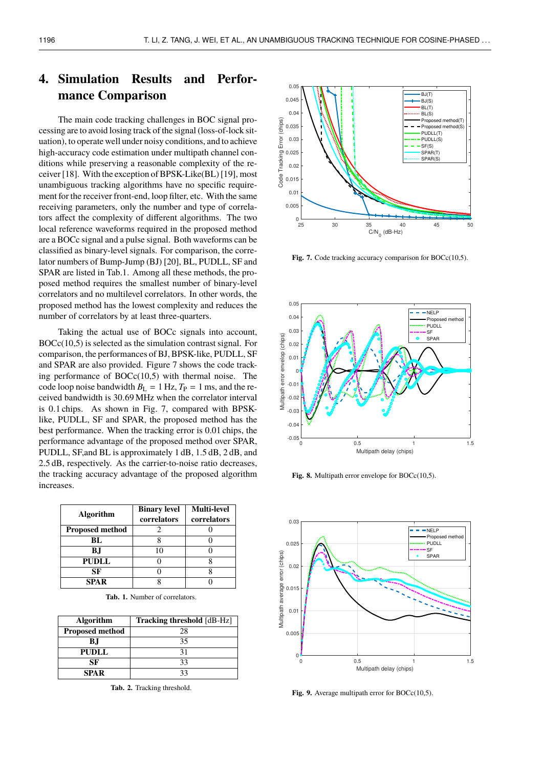## 4. Simulation Results and Performance Comparison

The main code tracking challenges in BOC signal processing are to avoid losing track of the signal (loss-of-lock situation), to operate well under noisy conditions, and to achieve high-accuracy code estimation under multipath channel conditions while preserving a reasonable complexity of the receiver [18]. With the exception of BPSK-Like(BL) [19], most unambiguous tracking algorithms have no specific requirement for the receiver front-end, loop filter, etc. With the same receiving parameters, only the number and type of correlators affect the complexity of different algorithms. The two local reference waveforms required in the proposed method are a BOCc signal and a pulse signal. Both waveforms can be classified as binary-level signals. For comparison, the correlator numbers of Bump-Jump (BJ) [20], BL, PUDLL, SF and SPAR are listed in Tab.1. Among all these methods, the proposed method requires the smallest number of binary-level correlators and no multilevel correlators. In other words, the proposed method has the lowest complexity and reduces the number of correlators by at least three-quarters.

Taking the actual use of BOCc signals into account, BOCc(10,5) is selected as the simulation contrast signal. For comparison, the performances of BJ, BPSK-like, PUDLL, SF and SPAR are also provided. Figure 7 shows the code tracking performance of BOCc(10,5) with thermal noise. The code loop noise bandwidth $B_L$ = 1 Hz, $T_P$ = 1 ms, and the received bandwidth is 30.69 MHz when the correlator interval is 0.1 chips. As shown in Fig. 7, compared with BPSK-like, PUDLL, SF and SPAR, the proposed method has the best performance. When the tracking error is 0.01 chips, the performance advantage of the proposed method over SPAR, PUDLL, SF,and BL is approximately 1 dB, 1.5 dB, 2 dB, and 2.5 dB, respectively. As the carrier-to-noise ratio decreases, the tracking accuracy advantage of the proposed algorithm increases.

| Algorithm | Binary level correlators | Multi-level correlators |
|---|---|---|
| **Proposed method** | 2 | 0 |
| **BL** | 8 | 0 |
| **BJ** | 10 | 0 |
| **PUDLL** | 0 | 8 |
| **SF** | 0 | 8 |
| **SPAR** | 8 | 0 |

**Tab. 1.** Number of correlators.

| Algorithm | Tracking threshold [dB-Hz] |
|---|---|
| **Proposed method** | 28 |
| **BJ** | 35 |
| **PUDLL** | 31 |
| **SF** | 33 |
| **SPAR** | 33 |

**Tab. 2.** Tracking threshold.

**Fig. 7.** Code tracking accuracy comparison for BOCc(10,5).

**Fig. 8.** Multipath error envelope for BOCc(10,5).

**Fig. 9.** Average multipath error for BOCc(10,5).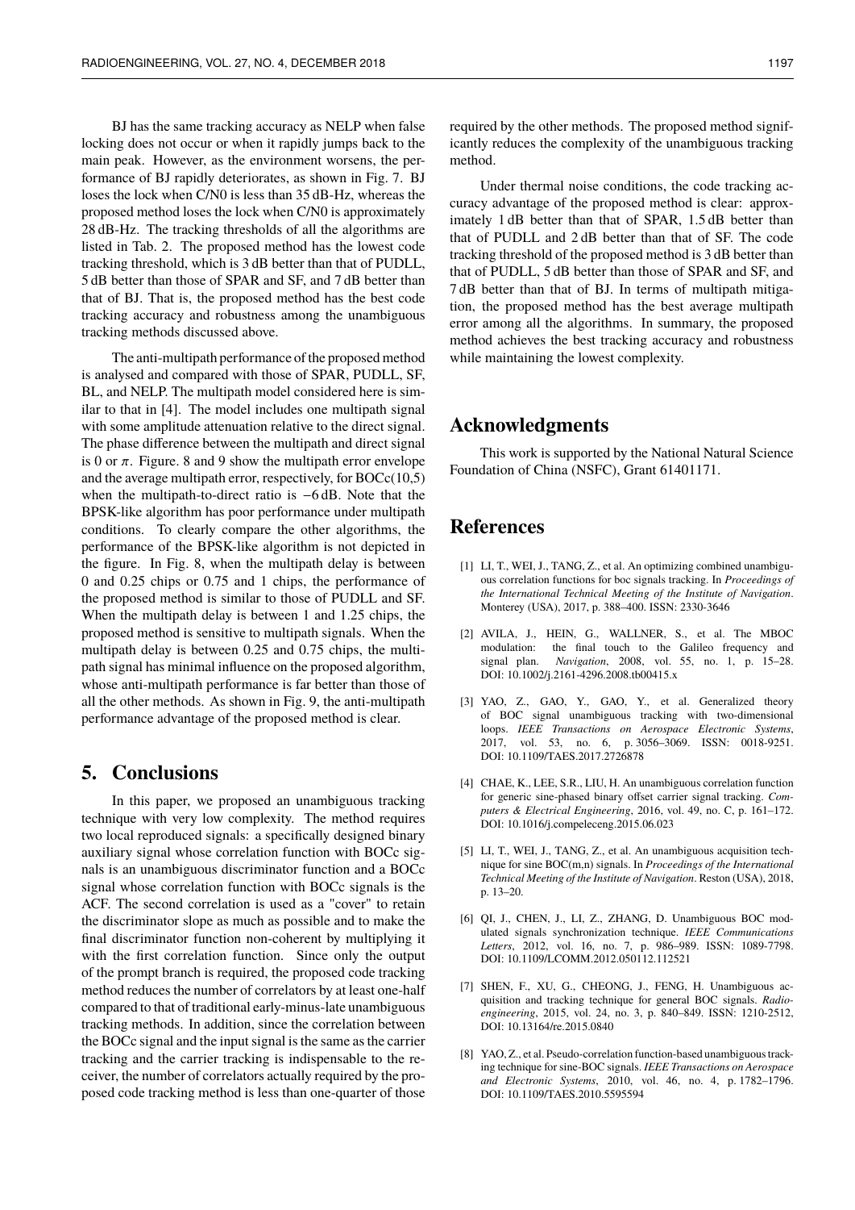BJ has the same tracking accuracy as NELP when false locking does not occur or when it rapidly jumps back to the main peak. However, as the environment worsens, the performance of BJ rapidly deteriorates, as shown in Fig. 7. BJ loses the lock when C/N0 is less than 35 dB-Hz, whereas the proposed method loses the lock when C/N0 is approximately 28 dB-Hz. The tracking thresholds of all the algorithms are listed in Tab. 2. The proposed method has the lowest code tracking threshold, which is 3 dB better than that of PUDLL, 5 dB better than those of SPAR and SF, and 7 dB better than that of BJ. That is, the proposed method has the best code tracking accuracy and robustness among the unambiguous tracking methods discussed above.

The anti-multipath performance of the proposed method is analysed and compared with those of SPAR, PUDLL, SF, BL, and NELP. The multipath model considered here is similar to that in [4]. The model includes one multipath signal with some amplitude attenuation relative to the direct signal. The phase difference between the multipath and direct signal is 0 or $\pi$. Figure. 8 and 9 show the multipath error envelope and the average multipath error, respectively, for BOCc(10,5) when the multipath-to-direct ratio is $-6$ dB. Note that the BPSK-like algorithm has poor performance under multipath conditions. To clearly compare the other algorithms, the performance of the BPSK-like algorithm is not depicted in the figure. In Fig. 8, when the multipath delay is between 0 and 0.25 chips or 0.75 and 1 chips, the performance of the proposed method is similar to those of PUDLL and SF. When the multipath delay is between 1 and 1.25 chips, the proposed method is sensitive to multipath signals. When the multipath delay is between 0.25 and 0.75 chips, the multipath signal has minimal influence on the proposed algorithm, whose anti-multipath performance is far better than those of all the other methods. As shown in Fig. 9, the anti-multipath performance advantage of the proposed method is clear.

## 5. Conclusions

In this paper, we proposed an unambiguous tracking technique with very low complexity. The method requires two local reproduced signals: a specifically designed binary auxiliary signal whose correlation function with BOCc signals is an unambiguous discriminator function and a BOCc signal whose correlation function with BOCc signals is the ACF. The second correlation is used as a "cover" to retain the discriminator slope as much as possible and to make the final discriminator function non-coherent by multiplying it with the first correlation function. Since only the output of the prompt branch is required, the proposed code tracking method reduces the number of correlators by at least one-half compared to that of traditional early-minus-late unambiguous tracking methods. In addition, since the correlation between the BOCc signal and the input signal is the same as the carrier tracking and the carrier tracking is indispensable to the receiver, the number of correlators actually required by the proposed code tracking method is less than one-quarter of those required by the other methods. The proposed method significantly reduces the complexity of the unambiguous tracking method.

Under thermal noise conditions, the code tracking accuracy advantage of the proposed method is clear: approximately 1 dB better than that of SPAR, 1.5 dB better than that of PUDLL and 2 dB better than that of SF. The code tracking threshold of the proposed method is 3 dB better than that of PUDLL, 5 dB better than those of SPAR and SF, and 7 dB better than that of BJ. In terms of multipath mitigation, the proposed method has the best average multipath error among all the algorithms. In summary, the proposed method achieves the best tracking accuracy and robustness while maintaining the lowest complexity.

## Acknowledgments

This work is supported by the National Natural Science Foundation of China (NSFC), Grant 61401171.

## References

[1] LI, T., WEI, J., TANG, Z., et al. An optimizing combined unambiguous correlation functions for boc signals tracking. In *Proceedings of the International Technical Meeting of the Institute of Navigation*. Monterey (USA), 2017, p. 388–400. ISSN: 2330-3646

[2] AVILA, J., HEIN, G., WALLNER, S., et al. The MBOC modulation: the final touch to the Galileo frequency and signal plan. *Navigation*, 2008, vol. 55, no. 1, p. 15–28. DOI: 10.1002/j.2161-4296.2008.tb00415.x

[3] YAO, Z., GAO, Y., GAO, Y., et al. Generalized theory of BOC signal unambiguous tracking with two-dimensional loops. *IEEE Transactions on Aerospace Electronic Systems*, 2017, vol. 53, no. 6, p. 3056–3069. ISSN: 0018-9251. DOI: 10.1109/TAES.2017.2726878

[4] CHAE, K., LEE, S.R., LIU, H. An unambiguous correlation function for generic sine-phased binary offset carrier signal tracking. *Computers & Electrical Engineering*, 2016, vol. 49, no. C, p. 161–172. DOI: 10.1016/j.compeleceng.2015.06.023

[5] LI, T., WEI, J., TANG, Z., et al. An unambiguous acquisition technique for sine BOC(m,n) signals. In *Proceedings of the International Technical Meeting of the Institute of Navigation*. Reston (USA), 2018, p. 13–20.

[6] QI, J., CHEN, J., LI, Z., ZHANG, D. Unambiguous BOC modulated signals synchronization technique. *IEEE Communications Letters*, 2012, vol. 16, no. 7, p. 986–989. ISSN: 1089-7798. DOI: 10.1109/LCOMM.2012.050112.112521

[7] SHEN, F., XU, G., CHEONG, J., FENG, H. Unambiguous acquisition and tracking technique for general BOC signals. *Radioengineering*, 2015, vol. 24, no. 3, p. 840–849. ISSN: 1210-2512, DOI: 10.13164/re.2015.0840

[8] YAO, Z., et al. Pseudo-correlation function-based unambiguous tracking technique for sine-BOC signals. *IEEE Transactions on Aerospace and Electronic Systems*, 2010, vol. 46, no. 4, p. 1782–1796. DOI: 10.1109/TAES.2010.5595594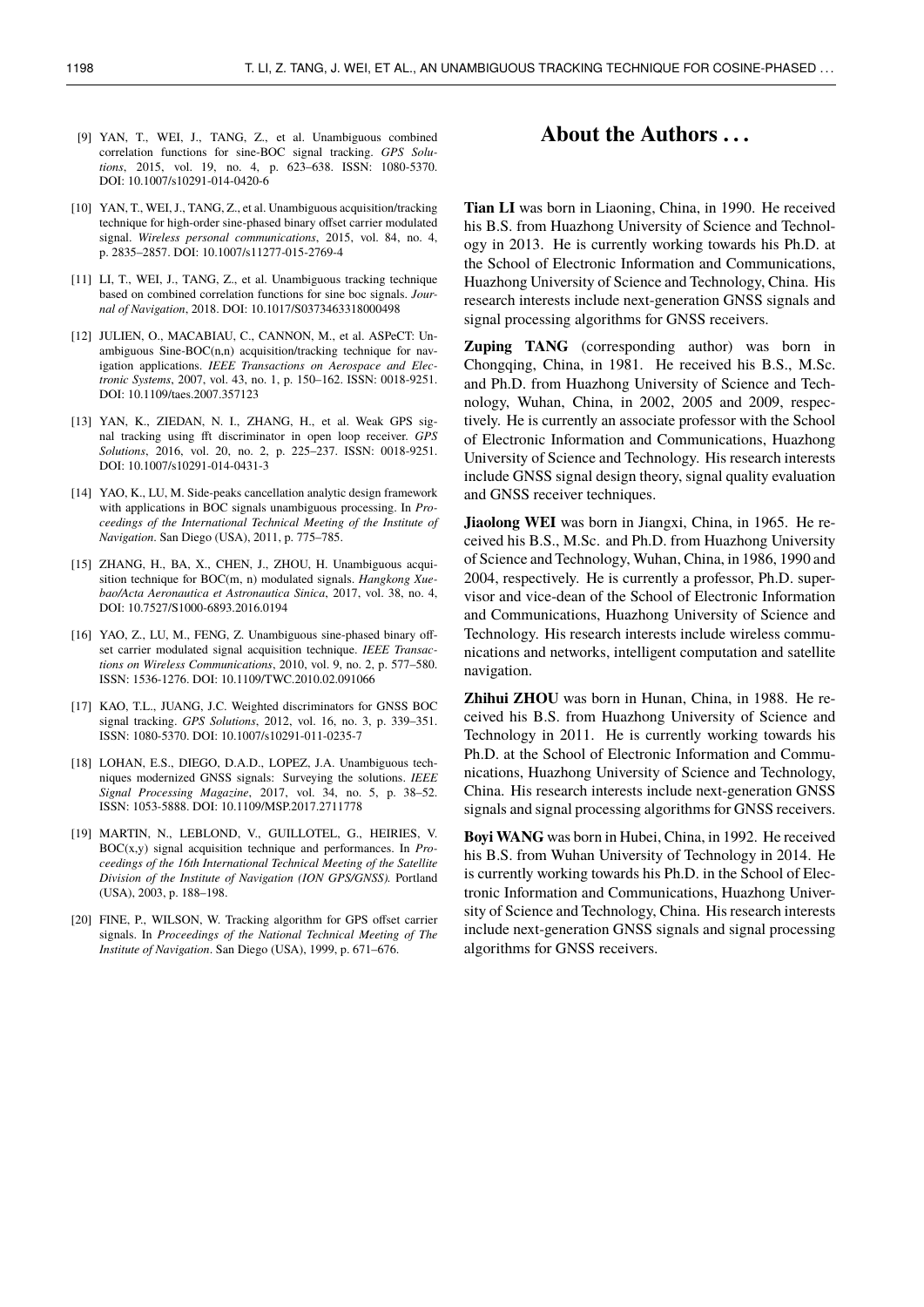[9] YAN, T., WEI, J., TANG, Z., et al. Unambiguous combined correlation functions for sine-BOC signal tracking. *GPS Solutions*, 2015, vol. 19, no. 4, p. 623–638. ISSN: 1080-5370. DOI: 10.1007/s10291-014-0420-6

[10] YAN, T., WEI, J., TANG, Z., et al. Unambiguous acquisition/tracking technique for high-order sine-phased binary offset carrier modulated signal. *Wireless personal communications*, 2015, vol. 84, no. 4, p. 2835–2857. DOI: 10.1007/s11277-015-2769-4

[11] LI, T., WEI, J., TANG, Z., et al. Unambiguous tracking technique based on combined correlation functions for sine boc signals. *Journal of Navigation*, 2018. DOI: 10.1017/S0373463318000498

[12] JULIEN, O., MACABIAU, C., CANNON, M., et al. ASPeCT: Unambiguous Sine-BOC(n,n) acquisition/tracking technique for navigation applications. *IEEE Transactions on Aerospace and Electronic Systems*, 2007, vol. 43, no. 1, p. 150–162. ISSN: 0018-9251. DOI: 10.1109/taes.2007.357123

[13] YAN, K., ZIEDAN, N. I., ZHANG, H., et al. Weak GPS signal tracking using fft discriminator in open loop receiver. *GPS Solutions*, 2016, vol. 20, no. 2, p. 225–237. ISSN: 0018-9251. DOI: 10.1007/s10291-014-0431-3

[14] YAO, K., LU, M. Side-peaks cancellation analytic design framework with applications in BOC signals unambiguous processing. In *Proceedings of the International Technical Meeting of the Institute of Navigation*. San Diego (USA), 2011, p. 775–785.

[15] ZHANG, H., BA, X., CHEN, J., ZHOU, H. Unambiguous acquisition technique for BOC(m, n) modulated signals. *Hangkong Xuebao/Acta Aeronautica et Astronautica Sinica*, 2017, vol. 38, no. 4, DOI: 10.7527/S1000-6893.2016.0194

[16] YAO, Z., LU, M., FENG, Z. Unambiguous sine-phased binary offset carrier modulated signal acquisition technique. *IEEE Transactions on Wireless Communications*, 2010, vol. 9, no. 2, p. 577–580. ISSN: 1536-1276. DOI: 10.1109/TWC.2010.02.091066

[17] KAO, T.L., JUANG, J.C. Weighted discriminators for GNSS BOC signal tracking. *GPS Solutions*, 2012, vol. 16, no. 3, p. 339–351. ISSN: 1080-5370. DOI: 10.1007/s10291-011-0235-7

[18] LOHAN, E.S., DIEGO, D.A.D., LOPEZ, J.A. Unambiguous techniques modernized GNSS signals: Surveying the solutions. *IEEE Signal Processing Magazine*, 2017, vol. 34, no. 5, p. 38–52. ISSN: 1053-5888. DOI: 10.1109/MSP.2017.2711778

[19] MARTIN, N., LEBLOND, V., GUILLOTEL, G., HEIRIES, V. BOC(x,y) signal acquisition technique and performances. In *Proceedings of the 16th International Technical Meeting of the Satellite Division of the Institute of Navigation (ION GPS/GNSS)*. Portland (USA), 2003, p. 188–198.

[20] FINE, P., WILSON, W. Tracking algorithm for GPS offset carrier signals. In *Proceedings of the National Technical Meeting of The Institute of Navigation*. San Diego (USA), 1999, p. 671–676.

## About the Authors . . .

**Tian LI** was born in Liaoning, China, in 1990. He received his B.S. from Huazhong University of Science and Technology in 2013. He is currently working towards his Ph.D. at the School of Electronic Information and Communications, Huazhong University of Science and Technology, China. His research interests include next-generation GNSS signals and signal processing algorithms for GNSS receivers.

**Zuping TANG** (corresponding author) was born in Chongqing, China, in 1981. He received his B.S., M.Sc. and Ph.D. from Huazhong University of Science and Technology, Wuhan, China, in 2002, 2005 and 2009, respectively. He is currently an associate professor with the School of Electronic Information and Communications, Huazhong University of Science and Technology. His research interests include GNSS signal design theory, signal quality evaluation and GNSS receiver techniques.

**Jiaolong WEI** was born in Jiangxi, China, in 1965. He received his B.S., M.Sc. and Ph.D. from Huazhong University of Science and Technology, Wuhan, China, in 1986, 1990 and 2004, respectively. He is currently a professor, Ph.D. supervisor and vice-dean of the School of Electronic Information and Communications, Huazhong University of Science and Technology. His research interests include wireless communications and networks, intelligent computation and satellite navigation.

**Zhihui ZHOU** was born in Hunan, China, in 1988. He received his B.S. from Huazhong University of Science and Technology in 2011. He is currently working towards his Ph.D. at the School of Electronic Information and Communications, Huazhong University of Science and Technology, China. His research interests include next-generation GNSS signals and signal processing algorithms for GNSS receivers.

**Boyi WANG** was born in Hubei, China, in 1992. He received his B.S. from Wuhan University of Technology in 2014. He is currently working towards his Ph.D. in the School of Electronic Information and Communications, Huazhong University of Science and Technology, China. His research interests include next-generation GNSS signals and signal processing algorithms for GNSS receivers.